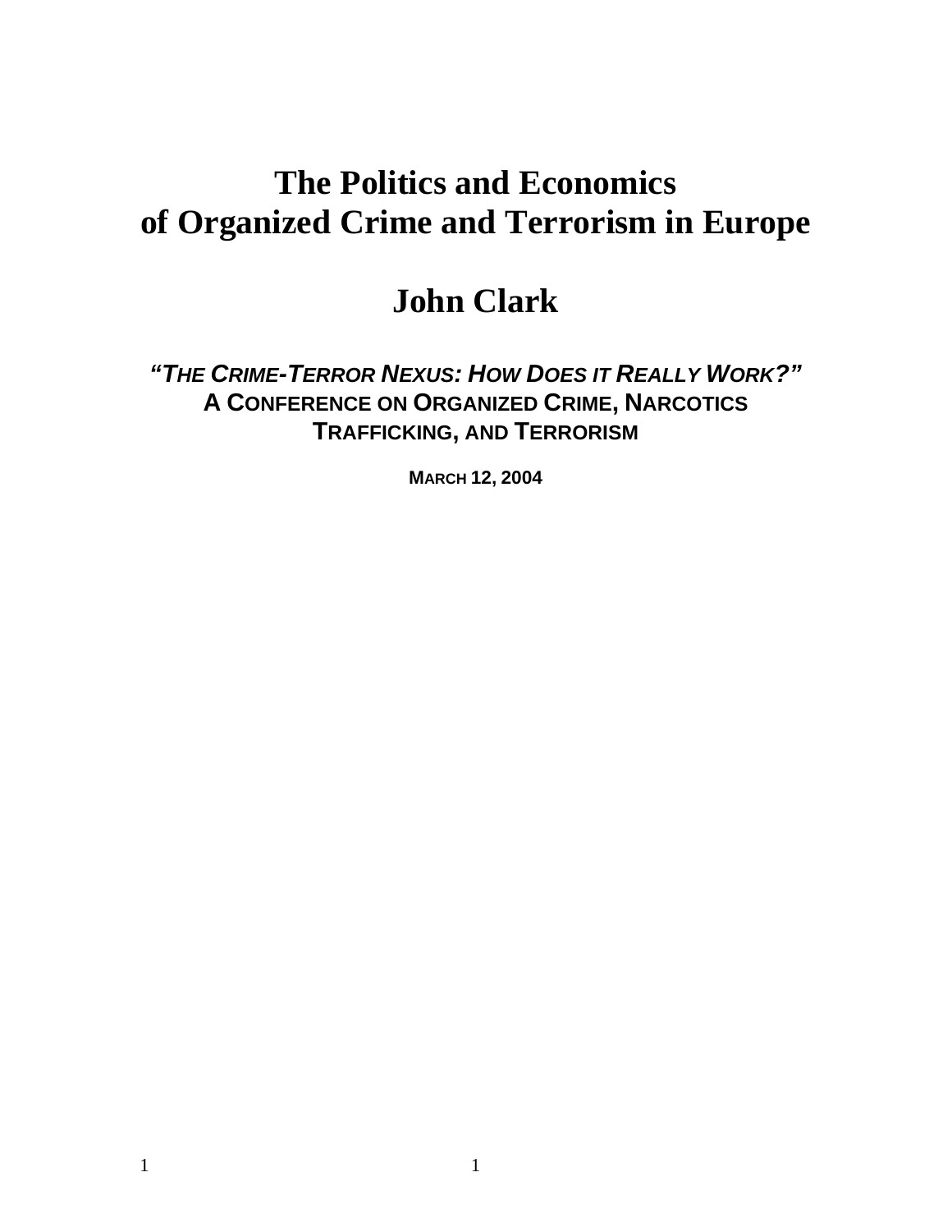# The Politics and Economics of Organized Crime and Terrorism in Europe

## John Clark

***"The Crime-Terror Nexus: How Does it Really Work?"***
**A Conference on Organized Crime, Narcotics Trafficking, and Terrorism**

**March 12, 2004**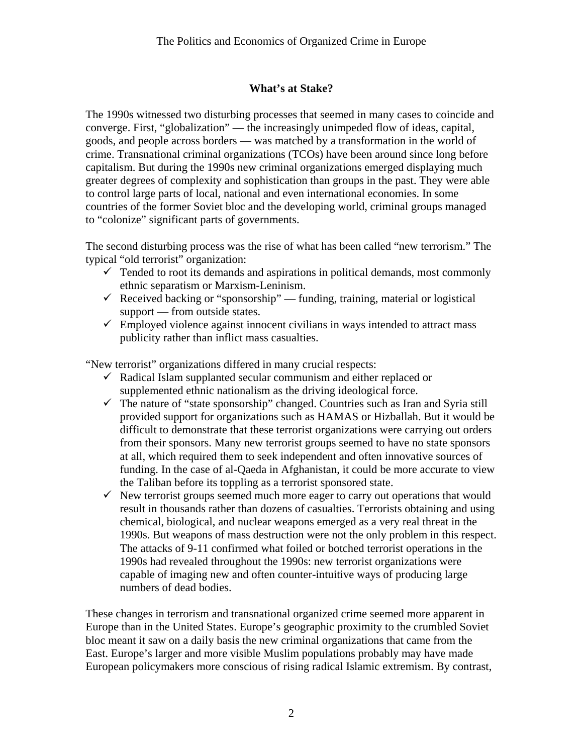## What's at Stake?

The 1990s witnessed two disturbing processes that seemed in many cases to coincide and converge. First, "globalization" — the increasingly unimpeded flow of ideas, capital, goods, and people across borders — was matched by a transformation in the world of crime. Transnational criminal organizations (TCOs) have been around since long before capitalism. But during the 1990s new criminal organizations emerged displaying much greater degrees of complexity and sophistication than groups in the past. They were able to control large parts of local, national and even international economies. In some countries of the former Soviet bloc and the developing world, criminal groups managed to "colonize" significant parts of governments.

The second disturbing process was the rise of what has been called "new terrorism." The typical "old terrorist" organization:

- ✓ Tended to root its demands and aspirations in political demands, most commonly ethnic separatism or Marxism-Leninism.
- ✓ Received backing or "sponsorship" — funding, training, material or logistical support — from outside states.
- ✓ Employed violence against innocent civilians in ways intended to attract mass publicity rather than inflict mass casualties.

"New terrorist" organizations differed in many crucial respects:

- ✓ Radical Islam supplanted secular communism and either replaced or supplemented ethnic nationalism as the driving ideological force.
- ✓ The nature of "state sponsorship" changed. Countries such as Iran and Syria still provided support for organizations such as HAMAS or Hizballah. But it would be difficult to demonstrate that these terrorist organizations were carrying out orders from their sponsors. Many new terrorist groups seemed to have no state sponsors at all, which required them to seek independent and often innovative sources of funding. In the case of al-Qaeda in Afghanistan, it could be more accurate to view the Taliban before its toppling as a terrorist sponsored state.
- ✓ New terrorist groups seemed much more eager to carry out operations that would result in thousands rather than dozens of casualties. Terrorists obtaining and using chemical, biological, and nuclear weapons emerged as a very real threat in the 1990s. But weapons of mass destruction were not the only problem in this respect. The attacks of 9-11 confirmed what foiled or botched terrorist operations in the 1990s had revealed throughout the 1990s: new terrorist organizations were capable of imaging new and often counter-intuitive ways of producing large numbers of dead bodies.

These changes in terrorism and transnational organized crime seemed more apparent in Europe than in the United States. Europe's geographic proximity to the crumbled Soviet bloc meant it saw on a daily basis the new criminal organizations that came from the East. Europe's larger and more visible Muslim populations probably may have made European policymakers more conscious of rising radical Islamic extremism. By contrast,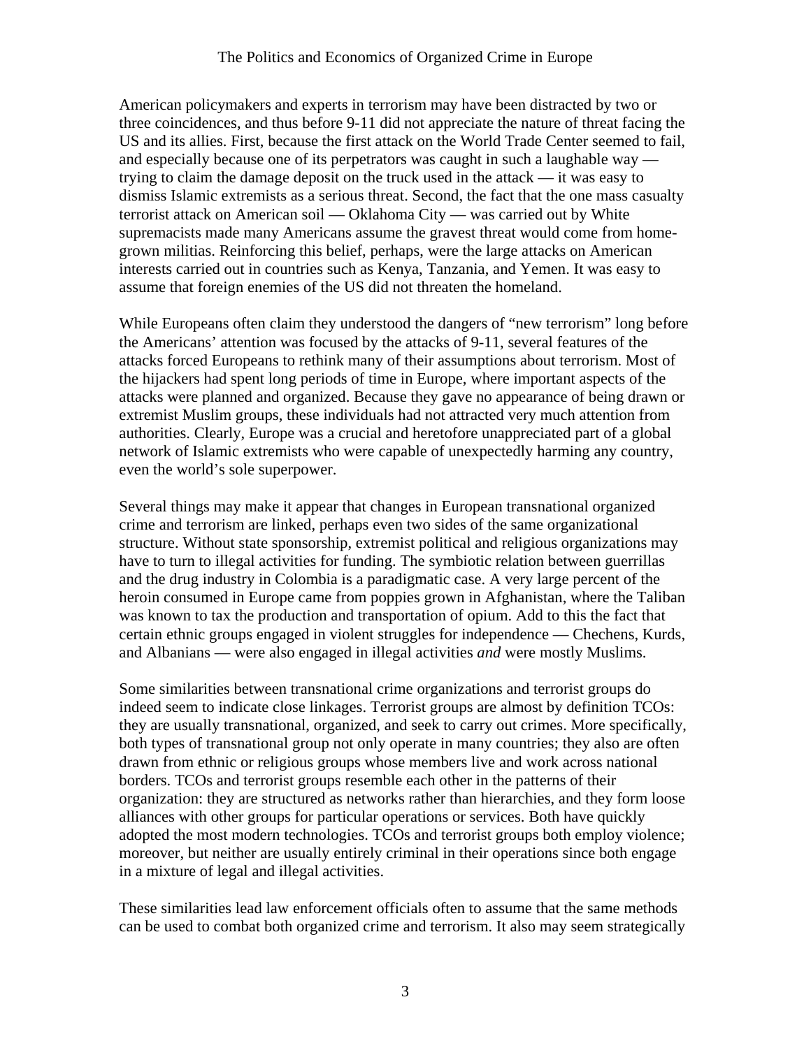American policymakers and experts in terrorism may have been distracted by two or three coincidences, and thus before 9-11 did not appreciate the nature of threat facing the US and its allies. First, because the first attack on the World Trade Center seemed to fail, and especially because one of its perpetrators was caught in such a laughable way — trying to claim the damage deposit on the truck used in the attack — it was easy to dismiss Islamic extremists as a serious threat. Second, the fact that the one mass casualty terrorist attack on American soil — Oklahoma City — was carried out by White supremacists made many Americans assume the gravest threat would come from home-grown militias. Reinforcing this belief, perhaps, were the large attacks on American interests carried out in countries such as Kenya, Tanzania, and Yemen. It was easy to assume that foreign enemies of the US did not threaten the homeland.

While Europeans often claim they understood the dangers of "new terrorism" long before the Americans' attention was focused by the attacks of 9-11, several features of the attacks forced Europeans to rethink many of their assumptions about terrorism. Most of the hijackers had spent long periods of time in Europe, where important aspects of the attacks were planned and organized. Because they gave no appearance of being drawn or extremist Muslim groups, these individuals had not attracted very much attention from authorities. Clearly, Europe was a crucial and heretofore unappreciated part of a global network of Islamic extremists who were capable of unexpectedly harming any country, even the world's sole superpower.

Several things may make it appear that changes in European transnational organized crime and terrorism are linked, perhaps even two sides of the same organizational structure. Without state sponsorship, extremist political and religious organizations may have to turn to illegal activities for funding. The symbiotic relation between guerrillas and the drug industry in Colombia is a paradigmatic case. A very large percent of the heroin consumed in Europe came from poppies grown in Afghanistan, where the Taliban was known to tax the production and transportation of opium. Add to this the fact that certain ethnic groups engaged in violent struggles for independence — Chechens, Kurds, and Albanians — were also engaged in illegal activities *and* were mostly Muslims.

Some similarities between transnational crime organizations and terrorist groups do indeed seem to indicate close linkages. Terrorist groups are almost by definition TCOs: they are usually transnational, organized, and seek to carry out crimes. More specifically, both types of transnational group not only operate in many countries; they also are often drawn from ethnic or religious groups whose members live and work across national borders. TCOs and terrorist groups resemble each other in the patterns of their organization: they are structured as networks rather than hierarchies, and they form loose alliances with other groups for particular operations or services. Both have quickly adopted the most modern technologies. TCOs and terrorist groups both employ violence; moreover, but neither are usually entirely criminal in their operations since both engage in a mixture of legal and illegal activities.

These similarities lead law enforcement officials often to assume that the same methods can be used to combat both organized crime and terrorism. It also may seem strategically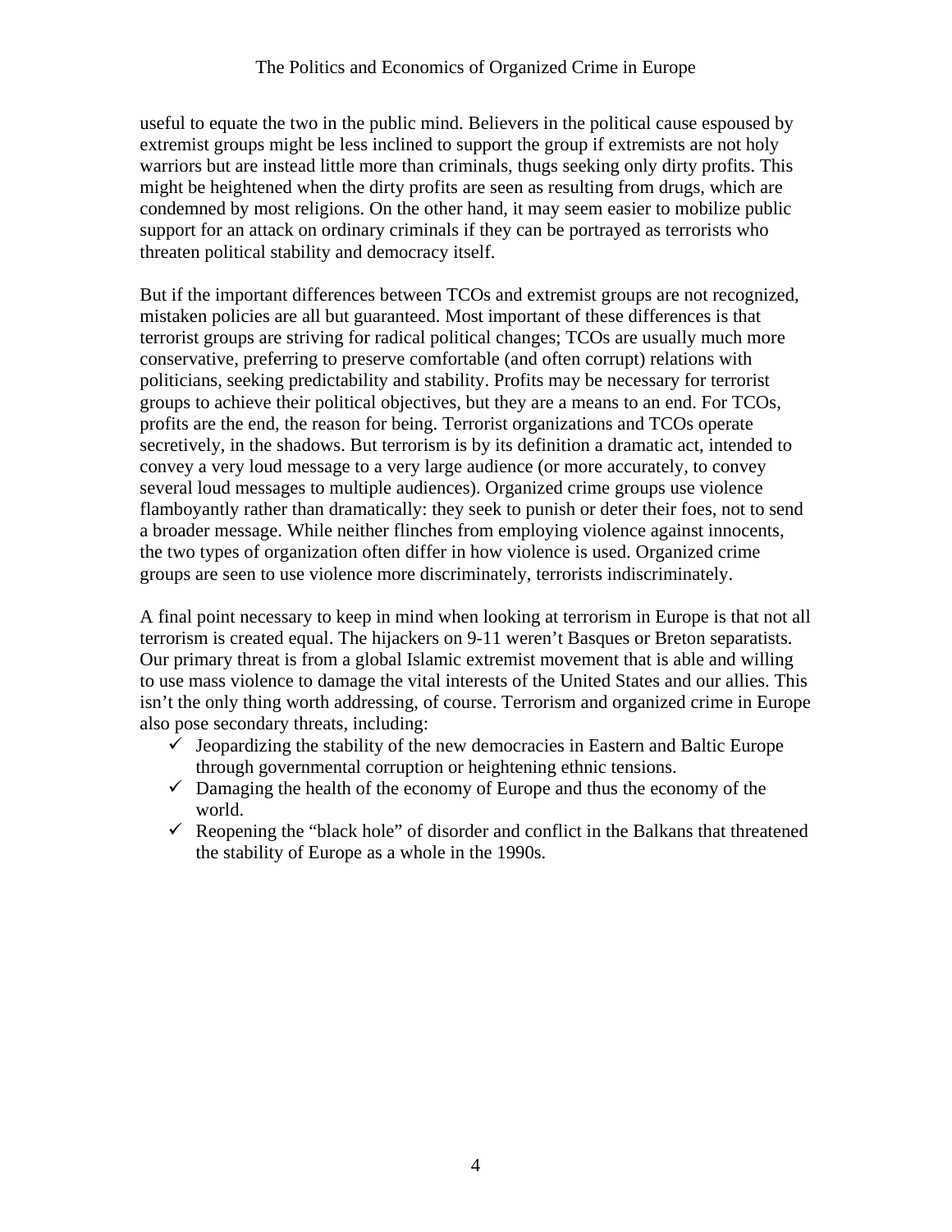useful to equate the two in the public mind. Believers in the political cause espoused by extremist groups might be less inclined to support the group if extremists are not holy warriors but are instead little more than criminals, thugs seeking only dirty profits. This might be heightened when the dirty profits are seen as resulting from drugs, which are condemned by most religions. On the other hand, it may seem easier to mobilize public support for an attack on ordinary criminals if they can be portrayed as terrorists who threaten political stability and democracy itself.

But if the important differences between TCOs and extremist groups are not recognized, mistaken policies are all but guaranteed. Most important of these differences is that terrorist groups are striving for radical political changes; TCOs are usually much more conservative, preferring to preserve comfortable (and often corrupt) relations with politicians, seeking predictability and stability. Profits may be necessary for terrorist groups to achieve their political objectives, but they are a means to an end. For TCOs, profits are the end, the reason for being. Terrorist organizations and TCOs operate secretively, in the shadows. But terrorism is by its definition a dramatic act, intended to convey a very loud message to a very large audience (or more accurately, to convey several loud messages to multiple audiences). Organized crime groups use violence flamboyantly rather than dramatically: they seek to punish or deter their foes, not to send a broader message. While neither flinches from employing violence against innocents, the two types of organization often differ in how violence is used. Organized crime groups are seen to use violence more discriminately, terrorists indiscriminately.

A final point necessary to keep in mind when looking at terrorism in Europe is that not all terrorism is created equal. The hijackers on 9-11 weren't Basques or Breton separatists. Our primary threat is from a global Islamic extremist movement that is able and willing to use mass violence to damage the vital interests of the United States and our allies. This isn't the only thing worth addressing, of course. Terrorism and organized crime in Europe also pose secondary threats, including:

- ✓ Jeopardizing the stability of the new democracies in Eastern and Baltic Europe through governmental corruption or heightening ethnic tensions.
- ✓ Damaging the health of the economy of Europe and thus the economy of the world.
- ✓ Reopening the "black hole" of disorder and conflict in the Balkans that threatened the stability of Europe as a whole in the 1990s.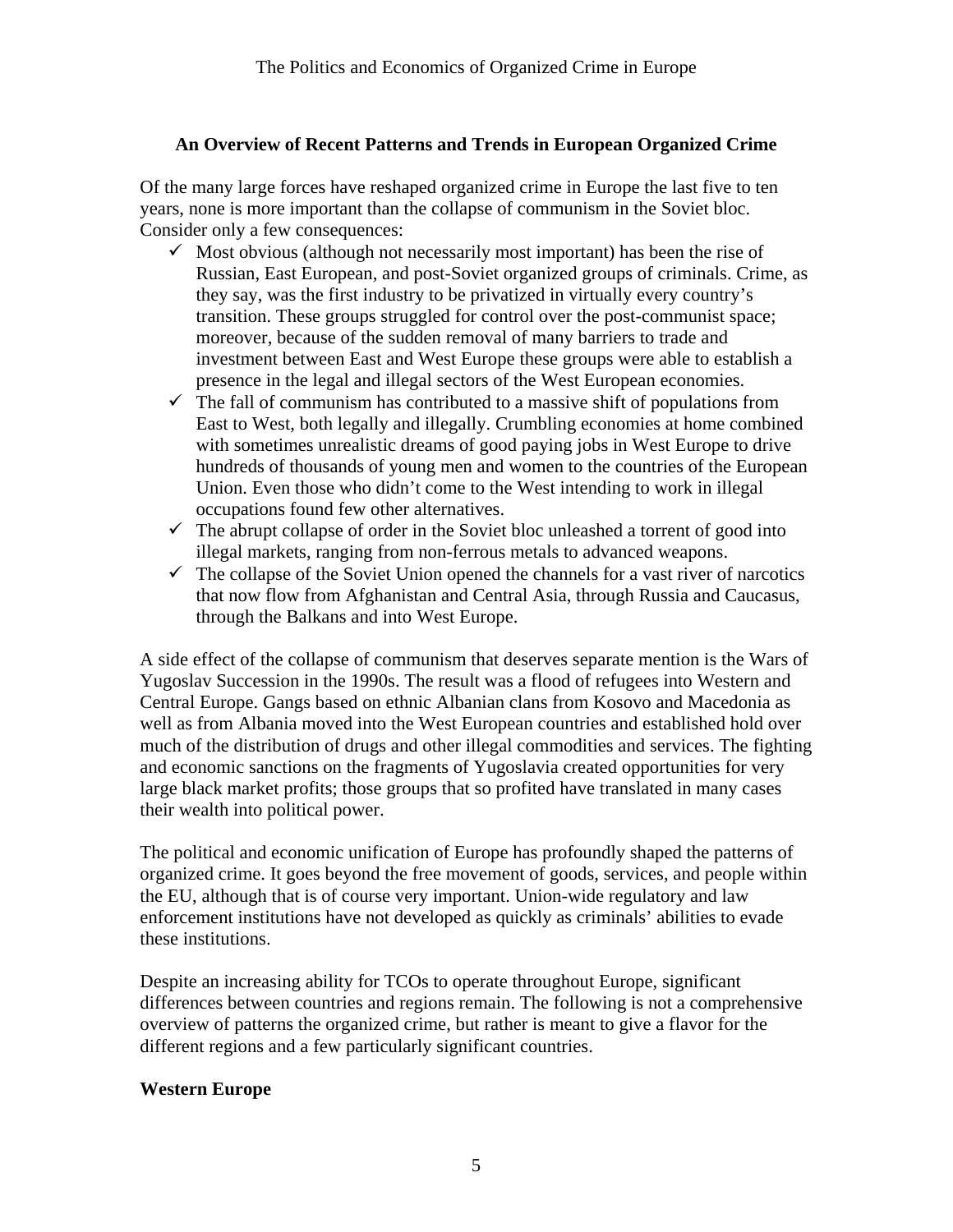## An Overview of Recent Patterns and Trends in European Organized Crime

Of the many large forces have reshaped organized crime in Europe the last five to ten years, none is more important than the collapse of communism in the Soviet bloc. Consider only a few consequences:

- ✓ Most obvious (although not necessarily most important) has been the rise of Russian, East European, and post-Soviet organized groups of criminals. Crime, as they say, was the first industry to be privatized in virtually every country's transition. These groups struggled for control over the post-communist space; moreover, because of the sudden removal of many barriers to trade and investment between East and West Europe these groups were able to establish a presence in the legal and illegal sectors of the West European economies.
- ✓ The fall of communism has contributed to a massive shift of populations from East to West, both legally and illegally. Crumbling economies at home combined with sometimes unrealistic dreams of good paying jobs in West Europe to drive hundreds of thousands of young men and women to the countries of the European Union. Even those who didn't come to the West intending to work in illegal occupations found few other alternatives.
- ✓ The abrupt collapse of order in the Soviet bloc unleashed a torrent of good into illegal markets, ranging from non-ferrous metals to advanced weapons.
- ✓ The collapse of the Soviet Union opened the channels for a vast river of narcotics that now flow from Afghanistan and Central Asia, through Russia and Caucasus, through the Balkans and into West Europe.

A side effect of the collapse of communism that deserves separate mention is the Wars of Yugoslav Succession in the 1990s. The result was a flood of refugees into Western and Central Europe. Gangs based on ethnic Albanian clans from Kosovo and Macedonia as well as from Albania moved into the West European countries and established hold over much of the distribution of drugs and other illegal commodities and services. The fighting and economic sanctions on the fragments of Yugoslavia created opportunities for very large black market profits; those groups that so profited have translated in many cases their wealth into political power.

The political and economic unification of Europe has profoundly shaped the patterns of organized crime. It goes beyond the free movement of goods, services, and people within the EU, although that is of course very important. Union-wide regulatory and law enforcement institutions have not developed as quickly as criminals' abilities to evade these institutions.

Despite an increasing ability for TCOs to operate throughout Europe, significant differences between countries and regions remain. The following is not a comprehensive overview of patterns the organized crime, but rather is meant to give a flavor for the different regions and a few particularly significant countries.

### Western Europe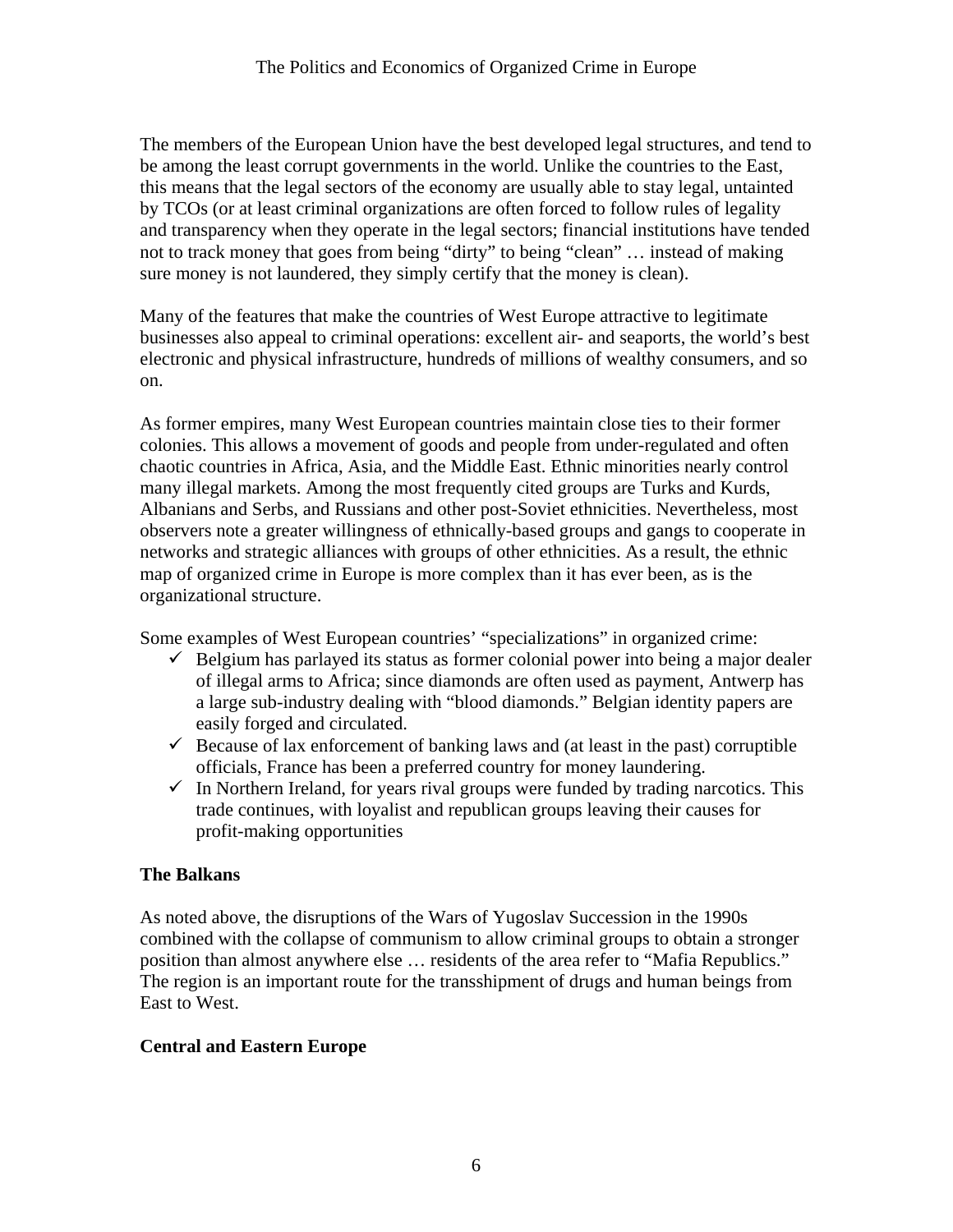The members of the European Union have the best developed legal structures, and tend to be among the least corrupt governments in the world. Unlike the countries to the East, this means that the legal sectors of the economy are usually able to stay legal, untainted by TCOs (or at least criminal organizations are often forced to follow rules of legality and transparency when they operate in the legal sectors; financial institutions have tended not to track money that goes from being "dirty" to being "clean" … instead of making sure money is not laundered, they simply certify that the money is clean).

Many of the features that make the countries of West Europe attractive to legitimate businesses also appeal to criminal operations: excellent air- and seaports, the world's best electronic and physical infrastructure, hundreds of millions of wealthy consumers, and so on.

As former empires, many West European countries maintain close ties to their former colonies. This allows a movement of goods and people from under-regulated and often chaotic countries in Africa, Asia, and the Middle East. Ethnic minorities nearly control many illegal markets. Among the most frequently cited groups are Turks and Kurds, Albanians and Serbs, and Russians and other post-Soviet ethnicities. Nevertheless, most observers note a greater willingness of ethnically-based groups and gangs to cooperate in networks and strategic alliances with groups of other ethnicities. As a result, the ethnic map of organized crime in Europe is more complex than it has ever been, as is the organizational structure.

Some examples of West European countries' "specializations" in organized crime:

- ✓ Belgium has parlayed its status as former colonial power into being a major dealer of illegal arms to Africa; since diamonds are often used as payment, Antwerp has a large sub-industry dealing with "blood diamonds." Belgian identity papers are easily forged and circulated.
- ✓ Because of lax enforcement of banking laws and (at least in the past) corruptible officials, France has been a preferred country for money laundering.
- ✓ In Northern Ireland, for years rival groups were funded by trading narcotics. This trade continues, with loyalist and republican groups leaving their causes for profit-making opportunities

**The Balkans**

As noted above, the disruptions of the Wars of Yugoslav Succession in the 1990s combined with the collapse of communism to allow criminal groups to obtain a stronger position than almost anywhere else … residents of the area refer to "Mafia Republics." The region is an important route for the transshipment of drugs and human beings from East to West.

**Central and Eastern Europe**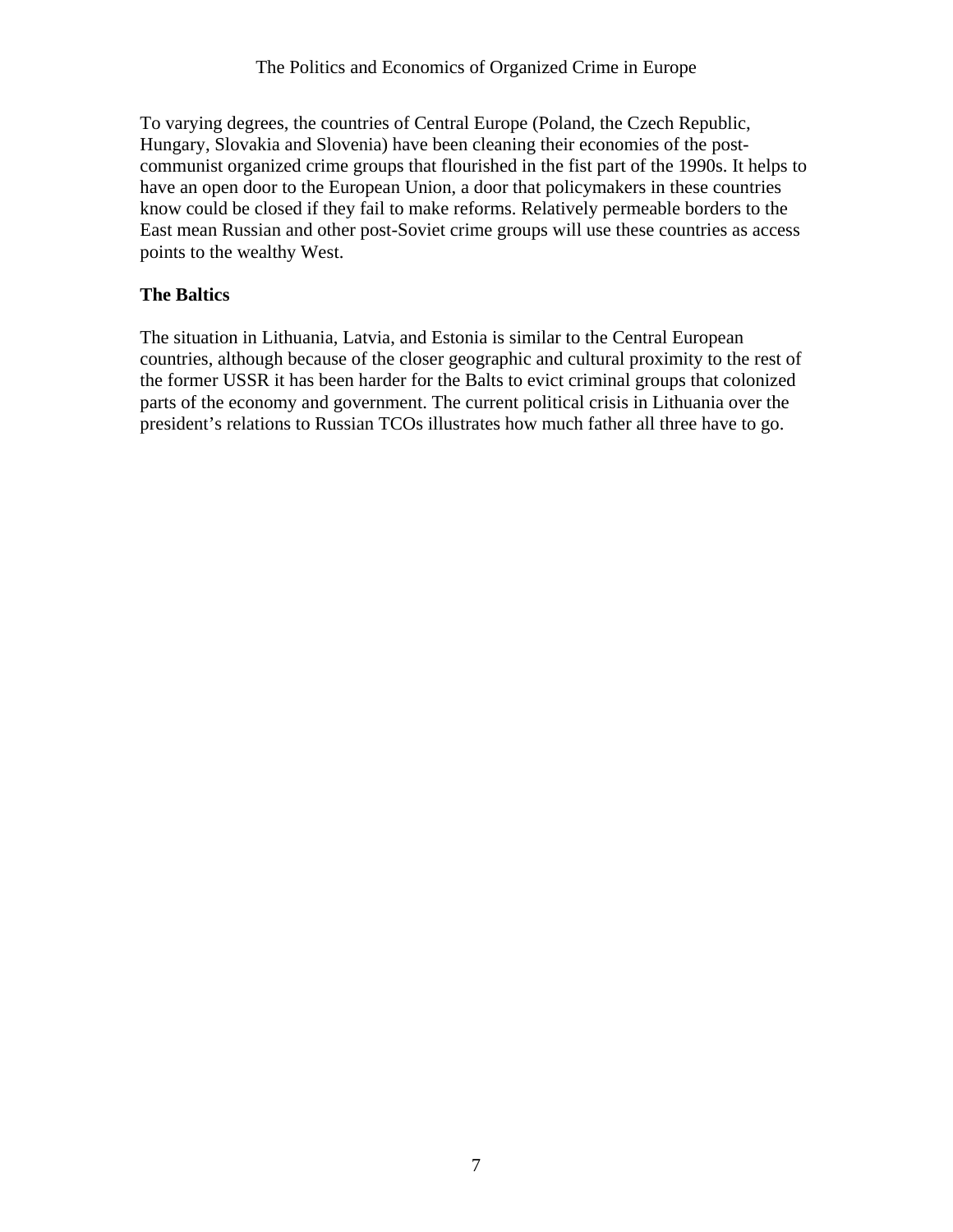To varying degrees, the countries of Central Europe (Poland, the Czech Republic, Hungary, Slovakia and Slovenia) have been cleaning their economies of the post-communist organized crime groups that flourished in the fist part of the 1990s. It helps to have an open door to the European Union, a door that policymakers in these countries know could be closed if they fail to make reforms. Relatively permeable borders to the East mean Russian and other post-Soviet crime groups will use these countries as access points to the wealthy West.

**The Baltics**

The situation in Lithuania, Latvia, and Estonia is similar to the Central European countries, although because of the closer geographic and cultural proximity to the rest of the former USSR it has been harder for the Balts to evict criminal groups that colonized parts of the economy and government. The current political crisis in Lithuania over the president's relations to Russian TCOs illustrates how much father all three have to go.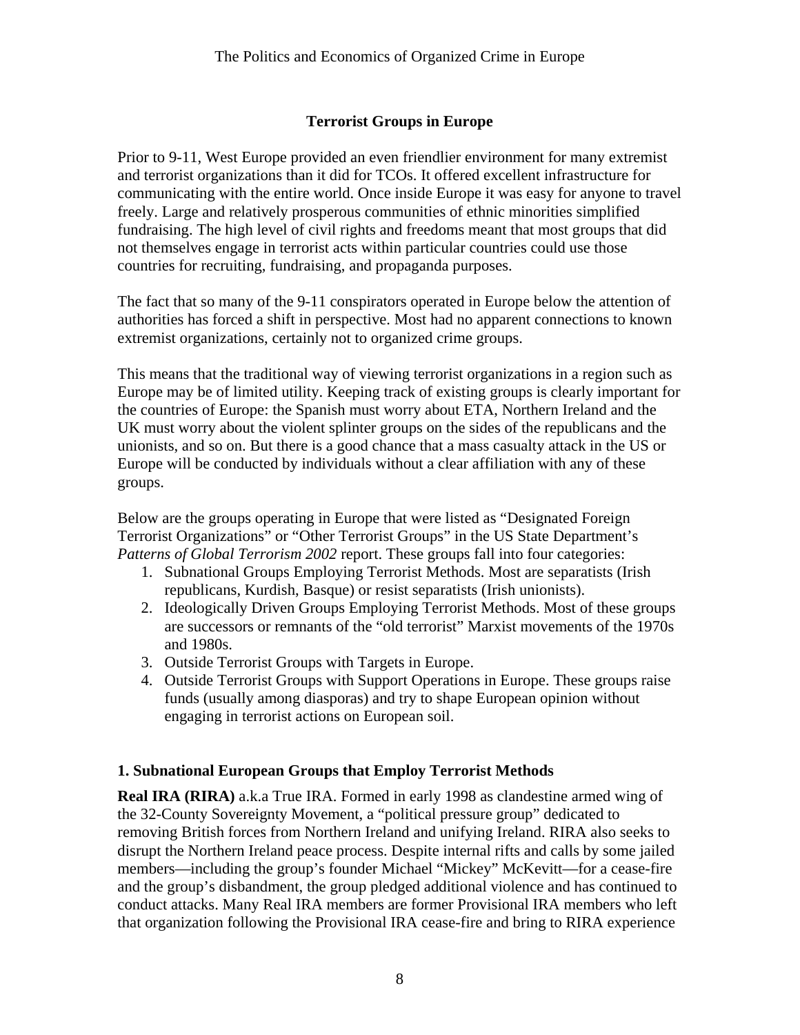## Terrorist Groups in Europe

Prior to 9-11, West Europe provided an even friendlier environment for many extremist and terrorist organizations than it did for TCOs. It offered excellent infrastructure for communicating with the entire world. Once inside Europe it was easy for anyone to travel freely. Large and relatively prosperous communities of ethnic minorities simplified fundraising. The high level of civil rights and freedoms meant that most groups that did not themselves engage in terrorist acts within particular countries could use those countries for recruiting, fundraising, and propaganda purposes.

The fact that so many of the 9-11 conspirators operated in Europe below the attention of authorities has forced a shift in perspective. Most had no apparent connections to known extremist organizations, certainly not to organized crime groups.

This means that the traditional way of viewing terrorist organizations in a region such as Europe may be of limited utility. Keeping track of existing groups is clearly important for the countries of Europe: the Spanish must worry about ETA, Northern Ireland and the UK must worry about the violent splinter groups on the sides of the republicans and the unionists, and so on. But there is a good chance that a mass casualty attack in the US or Europe will be conducted by individuals without a clear affiliation with any of these groups.

Below are the groups operating in Europe that were listed as "Designated Foreign Terrorist Organizations" or "Other Terrorist Groups" in the US State Department's *Patterns of Global Terrorism 2002* report. These groups fall into four categories:

1. Subnational Groups Employing Terrorist Methods. Most are separatists (Irish republicans, Kurdish, Basque) or resist separatists (Irish unionists).
2. Ideologically Driven Groups Employing Terrorist Methods. Most of these groups are successors or remnants of the "old terrorist" Marxist movements of the 1970s and 1980s.
3. Outside Terrorist Groups with Targets in Europe.
4. Outside Terrorist Groups with Support Operations in Europe. These groups raise funds (usually among diasporas) and try to shape European opinion without engaging in terrorist actions on European soil.

### 1. Subnational European Groups that Employ Terrorist Methods

**Real IRA (RIRA)** a.k.a True IRA. Formed in early 1998 as clandestine armed wing of the 32-County Sovereignty Movement, a "political pressure group" dedicated to removing British forces from Northern Ireland and unifying Ireland. RIRA also seeks to disrupt the Northern Ireland peace process. Despite internal rifts and calls by some jailed members—including the group's founder Michael "Mickey" McKevitt—for a cease-fire and the group's disbandment, the group pledged additional violence and has continued to conduct attacks. Many Real IRA members are former Provisional IRA members who left that organization following the Provisional IRA cease-fire and bring to RIRA experience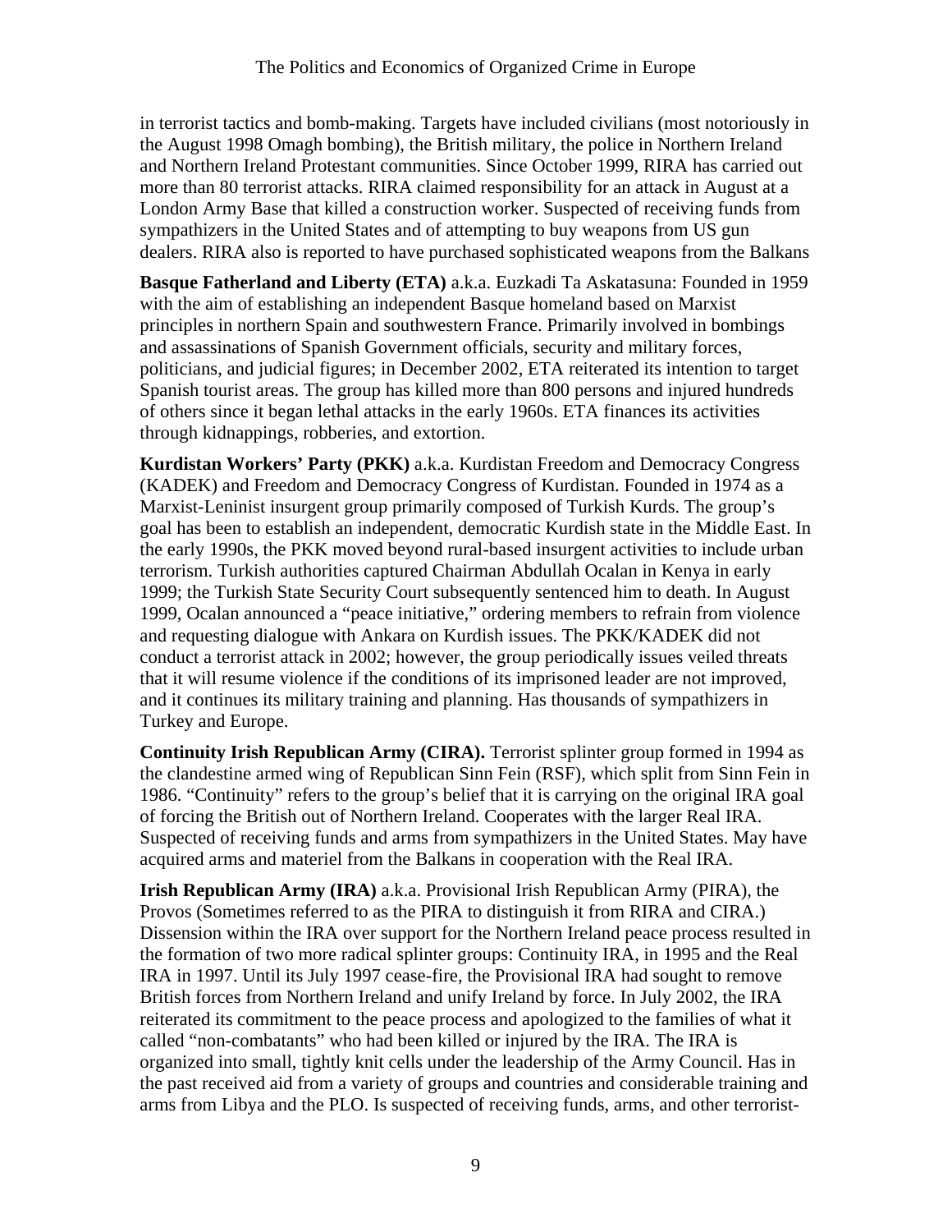in terrorist tactics and bomb-making. Targets have included civilians (most notoriously in the August 1998 Omagh bombing), the British military, the police in Northern Ireland and Northern Ireland Protestant communities. Since October 1999, RIRA has carried out more than 80 terrorist attacks. RIRA claimed responsibility for an attack in August at a London Army Base that killed a construction worker. Suspected of receiving funds from sympathizers in the United States and of attempting to buy weapons from US gun dealers. RIRA also is reported to have purchased sophisticated weapons from the Balkans

**Basque Fatherland and Liberty (ETA)** a.k.a. Euzkadi Ta Askatasuna: Founded in 1959 with the aim of establishing an independent Basque homeland based on Marxist principles in northern Spain and southwestern France. Primarily involved in bombings and assassinations of Spanish Government officials, security and military forces, politicians, and judicial figures; in December 2002, ETA reiterated its intention to target Spanish tourist areas. The group has killed more than 800 persons and injured hundreds of others since it began lethal attacks in the early 1960s. ETA finances its activities through kidnappings, robberies, and extortion.

**Kurdistan Workers' Party (PKK)** a.k.a. Kurdistan Freedom and Democracy Congress (KADEK) and Freedom and Democracy Congress of Kurdistan. Founded in 1974 as a Marxist-Leninist insurgent group primarily composed of Turkish Kurds. The group's goal has been to establish an independent, democratic Kurdish state in the Middle East. In the early 1990s, the PKK moved beyond rural-based insurgent activities to include urban terrorism. Turkish authorities captured Chairman Abdullah Ocalan in Kenya in early 1999; the Turkish State Security Court subsequently sentenced him to death. In August 1999, Ocalan announced a "peace initiative," ordering members to refrain from violence and requesting dialogue with Ankara on Kurdish issues. The PKK/KADEK did not conduct a terrorist attack in 2002; however, the group periodically issues veiled threats that it will resume violence if the conditions of its imprisoned leader are not improved, and it continues its military training and planning. Has thousands of sympathizers in Turkey and Europe.

**Continuity Irish Republican Army (CIRA).** Terrorist splinter group formed in 1994 as the clandestine armed wing of Republican Sinn Fein (RSF), which split from Sinn Fein in 1986. "Continuity" refers to the group's belief that it is carrying on the original IRA goal of forcing the British out of Northern Ireland. Cooperates with the larger Real IRA. Suspected of receiving funds and arms from sympathizers in the United States. May have acquired arms and materiel from the Balkans in cooperation with the Real IRA.

**Irish Republican Army (IRA)** a.k.a. Provisional Irish Republican Army (PIRA), the Provos (Sometimes referred to as the PIRA to distinguish it from RIRA and CIRA.) Dissension within the IRA over support for the Northern Ireland peace process resulted in the formation of two more radical splinter groups: Continuity IRA, in 1995 and the Real IRA in 1997. Until its July 1997 cease-fire, the Provisional IRA had sought to remove British forces from Northern Ireland and unify Ireland by force. In July 2002, the IRA reiterated its commitment to the peace process and apologized to the families of what it called "non-combatants" who had been killed or injured by the IRA. The IRA is organized into small, tightly knit cells under the leadership of the Army Council. Has in the past received aid from a variety of groups and countries and considerable training and arms from Libya and the PLO. Is suspected of receiving funds, arms, and other terrorist-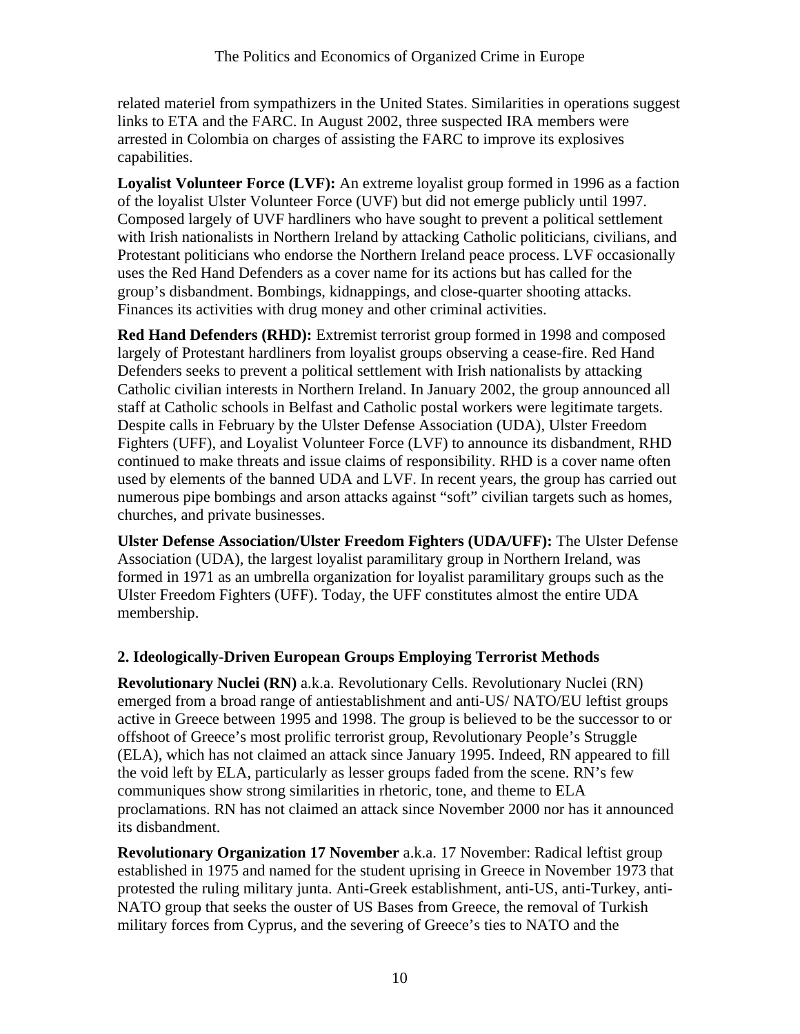related materiel from sympathizers in the United States. Similarities in operations suggest links to ETA and the FARC. In August 2002, three suspected IRA members were arrested in Colombia on charges of assisting the FARC to improve its explosives capabilities.

**Loyalist Volunteer Force (LVF):** An extreme loyalist group formed in 1996 as a faction of the loyalist Ulster Volunteer Force (UVF) but did not emerge publicly until 1997. Composed largely of UVF hardliners who have sought to prevent a political settlement with Irish nationalists in Northern Ireland by attacking Catholic politicians, civilians, and Protestant politicians who endorse the Northern Ireland peace process. LVF occasionally uses the Red Hand Defenders as a cover name for its actions but has called for the group's disbandment. Bombings, kidnappings, and close-quarter shooting attacks. Finances its activities with drug money and other criminal activities.

**Red Hand Defenders (RHD):** Extremist terrorist group formed in 1998 and composed largely of Protestant hardliners from loyalist groups observing a cease-fire. Red Hand Defenders seeks to prevent a political settlement with Irish nationalists by attacking Catholic civilian interests in Northern Ireland. In January 2002, the group announced all staff at Catholic schools in Belfast and Catholic postal workers were legitimate targets. Despite calls in February by the Ulster Defense Association (UDA), Ulster Freedom Fighters (UFF), and Loyalist Volunteer Force (LVF) to announce its disbandment, RHD continued to make threats and issue claims of responsibility. RHD is a cover name often used by elements of the banned UDA and LVF. In recent years, the group has carried out numerous pipe bombings and arson attacks against "soft" civilian targets such as homes, churches, and private businesses.

**Ulster Defense Association/Ulster Freedom Fighters (UDA/UFF):** The Ulster Defense Association (UDA), the largest loyalist paramilitary group in Northern Ireland, was formed in 1971 as an umbrella organization for loyalist paramilitary groups such as the Ulster Freedom Fighters (UFF). Today, the UFF constitutes almost the entire UDA membership.

### 2. Ideologically-Driven European Groups Employing Terrorist Methods

**Revolutionary Nuclei (RN)** a.k.a. Revolutionary Cells. Revolutionary Nuclei (RN) emerged from a broad range of antiestablishment and anti-US/ NATO/EU leftist groups active in Greece between 1995 and 1998. The group is believed to be the successor to or offshoot of Greece's most prolific terrorist group, Revolutionary People's Struggle (ELA), which has not claimed an attack since January 1995. Indeed, RN appeared to fill the void left by ELA, particularly as lesser groups faded from the scene. RN's few communiques show strong similarities in rhetoric, tone, and theme to ELA proclamations. RN has not claimed an attack since November 2000 nor has it announced its disbandment.

**Revolutionary Organization 17 November** a.k.a. 17 November: Radical leftist group established in 1975 and named for the student uprising in Greece in November 1973 that protested the ruling military junta. Anti-Greek establishment, anti-US, anti-Turkey, anti-NATO group that seeks the ouster of US Bases from Greece, the removal of Turkish military forces from Cyprus, and the severing of Greece's ties to NATO and the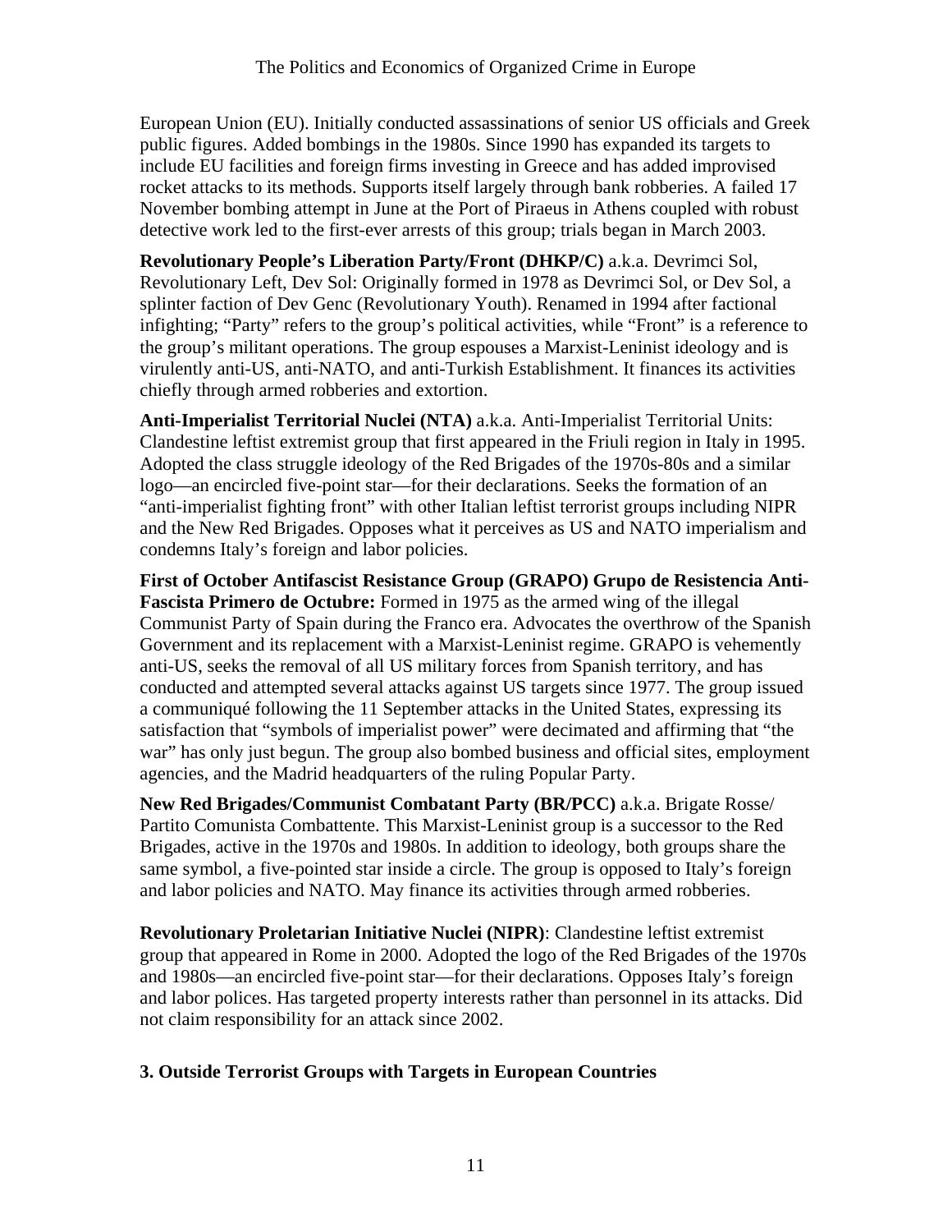European Union (EU). Initially conducted assassinations of senior US officials and Greek public figures. Added bombings in the 1980s. Since 1990 has expanded its targets to include EU facilities and foreign firms investing in Greece and has added improvised rocket attacks to its methods. Supports itself largely through bank robberies. A failed 17 November bombing attempt in June at the Port of Piraeus in Athens coupled with robust detective work led to the first-ever arrests of this group; trials began in March 2003.

**Revolutionary People's Liberation Party/Front (DHKP/C)** a.k.a. Devrimci Sol, Revolutionary Left, Dev Sol: Originally formed in 1978 as Devrimci Sol, or Dev Sol, a splinter faction of Dev Genc (Revolutionary Youth). Renamed in 1994 after factional infighting; "Party" refers to the group's political activities, while "Front" is a reference to the group's militant operations. The group espouses a Marxist-Leninist ideology and is virulently anti-US, anti-NATO, and anti-Turkish Establishment. It finances its activities chiefly through armed robberies and extortion.

**Anti-Imperialist Territorial Nuclei (NTA)** a.k.a. Anti-Imperialist Territorial Units: Clandestine leftist extremist group that first appeared in the Friuli region in Italy in 1995. Adopted the class struggle ideology of the Red Brigades of the 1970s-80s and a similar logo—an encircled five-point star—for their declarations. Seeks the formation of an "anti-imperialist fighting front" with other Italian leftist terrorist groups including NIPR and the New Red Brigades. Opposes what it perceives as US and NATO imperialism and condemns Italy's foreign and labor policies.

**First of October Antifascist Resistance Group (GRAPO) Grupo de Resistencia Anti-Fascista Primero de Octubre:** Formed in 1975 as the armed wing of the illegal Communist Party of Spain during the Franco era. Advocates the overthrow of the Spanish Government and its replacement with a Marxist-Leninist regime. GRAPO is vehemently anti-US, seeks the removal of all US military forces from Spanish territory, and has conducted and attempted several attacks against US targets since 1977. The group issued a communiqué following the 11 September attacks in the United States, expressing its satisfaction that "symbols of imperialist power" were decimated and affirming that "the war" has only just begun. The group also bombed business and official sites, employment agencies, and the Madrid headquarters of the ruling Popular Party.

**New Red Brigades/Communist Combatant Party (BR/PCC)** a.k.a. Brigate Rosse/ Partito Comunista Combattente. This Marxist-Leninist group is a successor to the Red Brigades, active in the 1970s and 1980s. In addition to ideology, both groups share the same symbol, a five-pointed star inside a circle. The group is opposed to Italy's foreign and labor policies and NATO. May finance its activities through armed robberies.

**Revolutionary Proletarian Initiative Nuclei (NIPR)**: Clandestine leftist extremist group that appeared in Rome in 2000. Adopted the logo of the Red Brigades of the 1970s and 1980s—an encircled five-point star—for their declarations. Opposes Italy's foreign and labor polices. Has targeted property interests rather than personnel in its attacks. Did not claim responsibility for an attack since 2002.

### 3. Outside Terrorist Groups with Targets in European Countries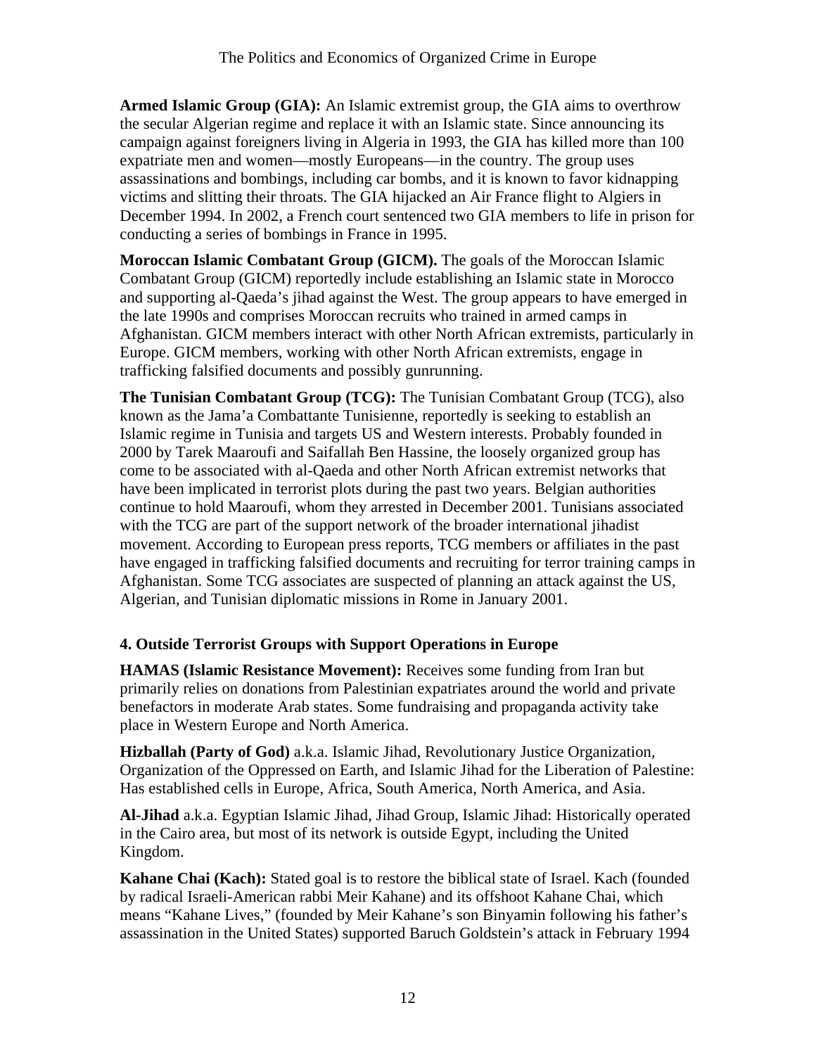**Armed Islamic Group (GIA):** An Islamic extremist group, the GIA aims to overthrow the secular Algerian regime and replace it with an Islamic state. Since announcing its campaign against foreigners living in Algeria in 1993, the GIA has killed more than 100 expatriate men and women—mostly Europeans—in the country. The group uses assassinations and bombings, including car bombs, and it is known to favor kidnapping victims and slitting their throats. The GIA hijacked an Air France flight to Algiers in December 1994. In 2002, a French court sentenced two GIA members to life in prison for conducting a series of bombings in France in 1995.

**Moroccan Islamic Combatant Group (GICM).** The goals of the Moroccan Islamic Combatant Group (GICM) reportedly include establishing an Islamic state in Morocco and supporting al-Qaeda's jihad against the West. The group appears to have emerged in the late 1990s and comprises Moroccan recruits who trained in armed camps in Afghanistan. GICM members interact with other North African extremists, particularly in Europe. GICM members, working with other North African extremists, engage in trafficking falsified documents and possibly gunrunning.

**The Tunisian Combatant Group (TCG):** The Tunisian Combatant Group (TCG), also known as the Jama'a Combattante Tunisienne, reportedly is seeking to establish an Islamic regime in Tunisia and targets US and Western interests. Probably founded in 2000 by Tarek Maaroufi and Saifallah Ben Hassine, the loosely organized group has come to be associated with al-Qaeda and other North African extremist networks that have been implicated in terrorist plots during the past two years. Belgian authorities continue to hold Maaroufi, whom they arrested in December 2001. Tunisians associated with the TCG are part of the support network of the broader international jihadist movement. According to European press reports, TCG members or affiliates in the past have engaged in trafficking falsified documents and recruiting for terror training camps in Afghanistan. Some TCG associates are suspected of planning an attack against the US, Algerian, and Tunisian diplomatic missions in Rome in January 2001.

### 4. Outside Terrorist Groups with Support Operations in Europe

**HAMAS (Islamic Resistance Movement):** Receives some funding from Iran but primarily relies on donations from Palestinian expatriates around the world and private benefactors in moderate Arab states. Some fundraising and propaganda activity take place in Western Europe and North America.

**Hizballah (Party of God)** a.k.a. Islamic Jihad, Revolutionary Justice Organization, Organization of the Oppressed on Earth, and Islamic Jihad for the Liberation of Palestine: Has established cells in Europe, Africa, South America, North America, and Asia.

**Al-Jihad** a.k.a. Egyptian Islamic Jihad, Jihad Group, Islamic Jihad: Historically operated in the Cairo area, but most of its network is outside Egypt, including the United Kingdom.

**Kahane Chai (Kach):** Stated goal is to restore the biblical state of Israel. Kach (founded by radical Israeli-American rabbi Meir Kahane) and its offshoot Kahane Chai, which means "Kahane Lives," (founded by Meir Kahane's son Binyamin following his father's assassination in the United States) supported Baruch Goldstein's attack in February 1994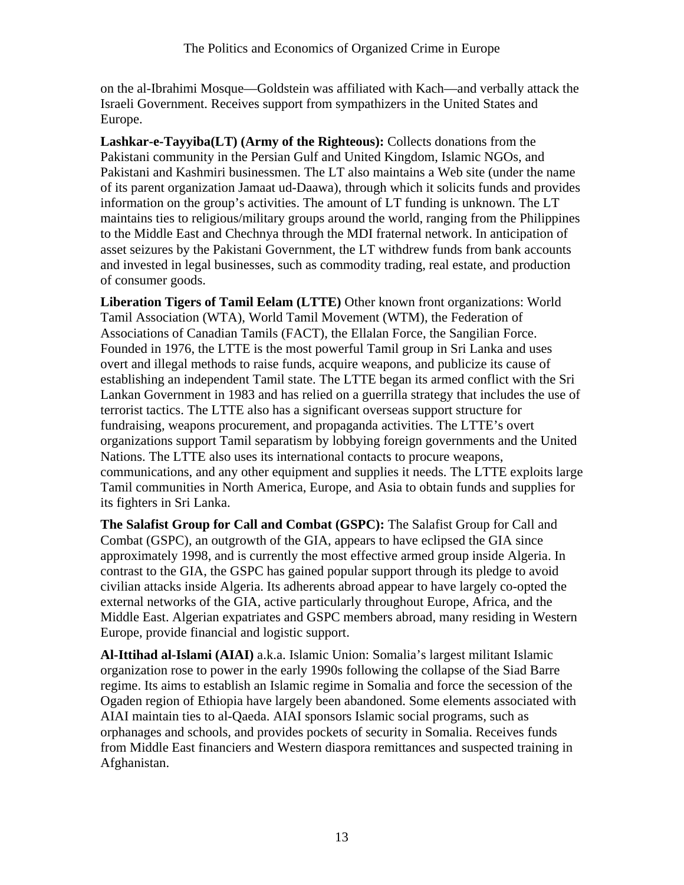on the al-Ibrahimi Mosque—Goldstein was affiliated with Kach—and verbally attack the Israeli Government. Receives support from sympathizers in the United States and Europe.

**Lashkar-e-Tayyiba(LT) (Army of the Righteous):** Collects donations from the Pakistani community in the Persian Gulf and United Kingdom, Islamic NGOs, and Pakistani and Kashmiri businessmen. The LT also maintains a Web site (under the name of its parent organization Jamaat ud-Daawa), through which it solicits funds and provides information on the group's activities. The amount of LT funding is unknown. The LT maintains ties to religious/military groups around the world, ranging from the Philippines to the Middle East and Chechnya through the MDI fraternal network. In anticipation of asset seizures by the Pakistani Government, the LT withdrew funds from bank accounts and invested in legal businesses, such as commodity trading, real estate, and production of consumer goods.

**Liberation Tigers of Tamil Eelam (LTTE)** Other known front organizations: World Tamil Association (WTA), World Tamil Movement (WTM), the Federation of Associations of Canadian Tamils (FACT), the Ellalan Force, the Sangilian Force. Founded in 1976, the LTTE is the most powerful Tamil group in Sri Lanka and uses overt and illegal methods to raise funds, acquire weapons, and publicize its cause of establishing an independent Tamil state. The LTTE began its armed conflict with the Sri Lankan Government in 1983 and has relied on a guerrilla strategy that includes the use of terrorist tactics. The LTTE also has a significant overseas support structure for fundraising, weapons procurement, and propaganda activities. The LTTE's overt organizations support Tamil separatism by lobbying foreign governments and the United Nations. The LTTE also uses its international contacts to procure weapons, communications, and any other equipment and supplies it needs. The LTTE exploits large Tamil communities in North America, Europe, and Asia to obtain funds and supplies for its fighters in Sri Lanka.

**The Salafist Group for Call and Combat (GSPC):** The Salafist Group for Call and Combat (GSPC), an outgrowth of the GIA, appears to have eclipsed the GIA since approximately 1998, and is currently the most effective armed group inside Algeria. In contrast to the GIA, the GSPC has gained popular support through its pledge to avoid civilian attacks inside Algeria. Its adherents abroad appear to have largely co-opted the external networks of the GIA, active particularly throughout Europe, Africa, and the Middle East. Algerian expatriates and GSPC members abroad, many residing in Western Europe, provide financial and logistic support.

**Al-Ittihad al-Islami (AIAI)** a.k.a. Islamic Union: Somalia's largest militant Islamic organization rose to power in the early 1990s following the collapse of the Siad Barre regime. Its aims to establish an Islamic regime in Somalia and force the secession of the Ogaden region of Ethiopia have largely been abandoned. Some elements associated with AIAI maintain ties to al-Qaeda. AIAI sponsors Islamic social programs, such as orphanages and schools, and provides pockets of security in Somalia. Receives funds from Middle East financiers and Western diaspora remittances and suspected training in Afghanistan.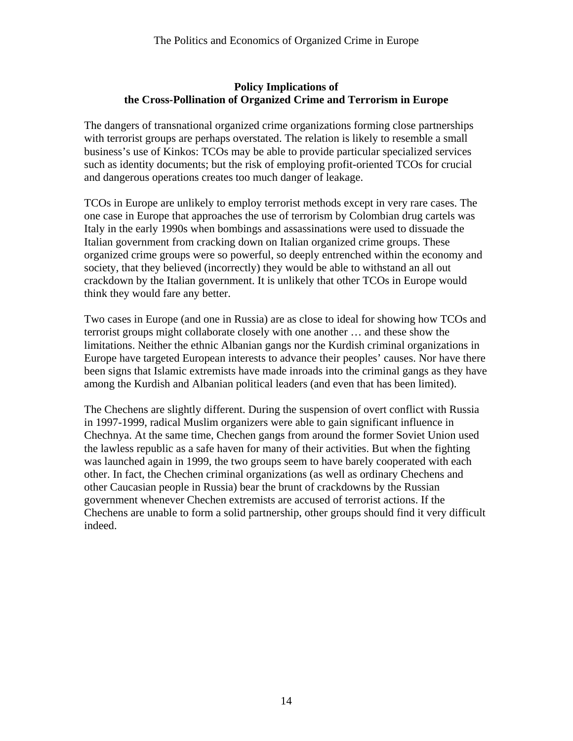## Policy Implications of the Cross-Pollination of Organized Crime and Terrorism in Europe

The dangers of transnational organized crime organizations forming close partnerships with terrorist groups are perhaps overstated. The relation is likely to resemble a small business's use of Kinkos: TCOs may be able to provide particular specialized services such as identity documents; but the risk of employing profit-oriented TCOs for crucial and dangerous operations creates too much danger of leakage.

TCOs in Europe are unlikely to employ terrorist methods except in very rare cases. The one case in Europe that approaches the use of terrorism by Colombian drug cartels was Italy in the early 1990s when bombings and assassinations were used to dissuade the Italian government from cracking down on Italian organized crime groups. These organized crime groups were so powerful, so deeply entrenched within the economy and society, that they believed (incorrectly) they would be able to withstand an all out crackdown by the Italian government. It is unlikely that other TCOs in Europe would think they would fare any better.

Two cases in Europe (and one in Russia) are as close to ideal for showing how TCOs and terrorist groups might collaborate closely with one another … and these show the limitations. Neither the ethnic Albanian gangs nor the Kurdish criminal organizations in Europe have targeted European interests to advance their peoples' causes. Nor have there been signs that Islamic extremists have made inroads into the criminal gangs as they have among the Kurdish and Albanian political leaders (and even that has been limited).

The Chechens are slightly different. During the suspension of overt conflict with Russia in 1997-1999, radical Muslim organizers were able to gain significant influence in Chechnya. At the same time, Chechen gangs from around the former Soviet Union used the lawless republic as a safe haven for many of their activities. But when the fighting was launched again in 1999, the two groups seem to have barely cooperated with each other. In fact, the Chechen criminal organizations (as well as ordinary Chechens and other Caucasian people in Russia) bear the brunt of crackdowns by the Russian government whenever Chechen extremists are accused of terrorist actions. If the Chechens are unable to form a solid partnership, other groups should find it very difficult indeed.